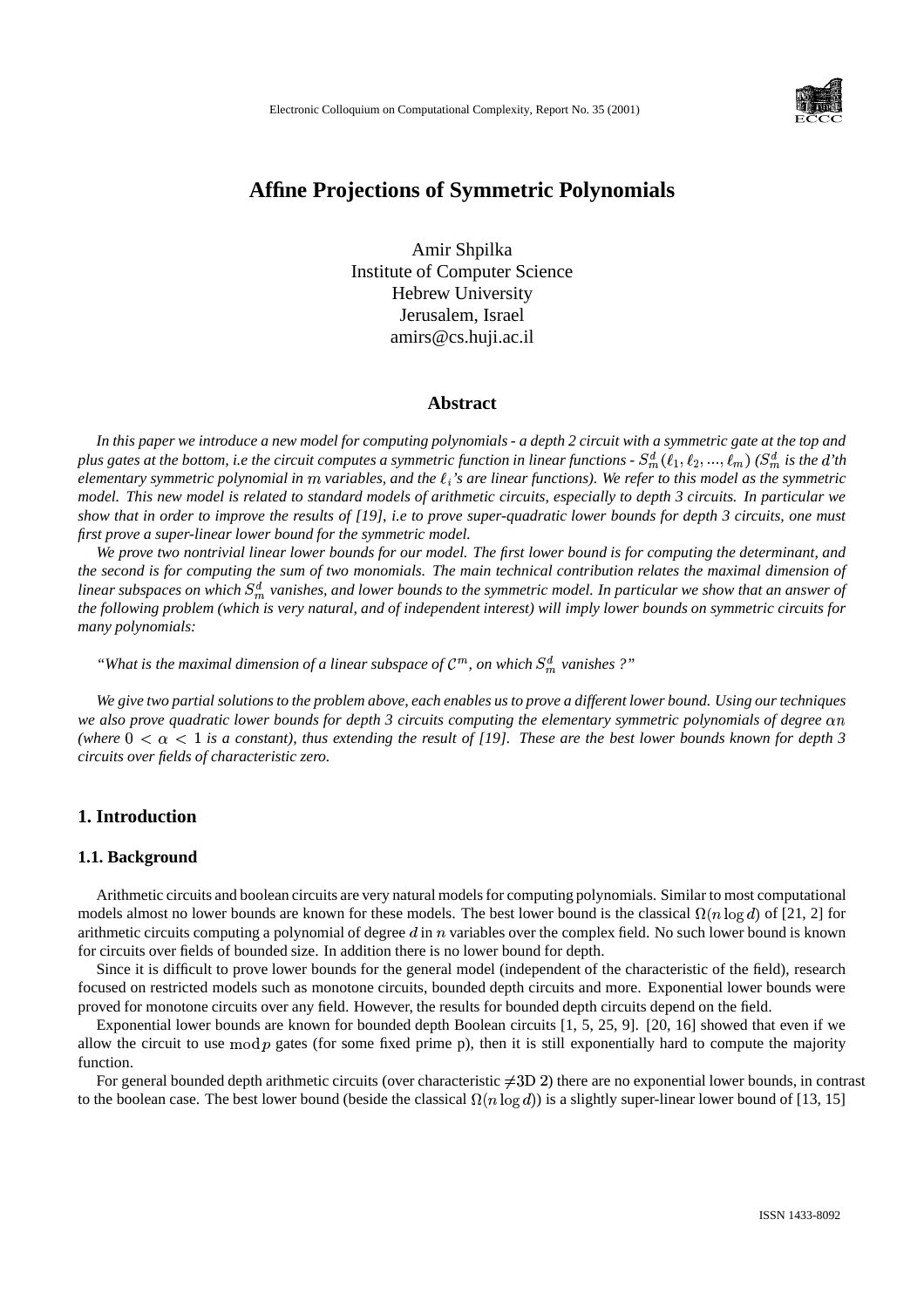Electronic Colloquium on Computational Complexity, Report No. 35 (2001)

# Affine Projections of Symmetric Polynomials

Amir Shpilka
Institute of Computer Science
Hebrew University
Jerusalem, Israel
amirs@cs.huji.ac.il

## Abstract

*In this paper we introduce a new model for computing polynomials - a depth 2 circuit with a symmetric gate at the top and plus gates at the bottom, i.e the circuit computes a symmetric function in linear functions - $S^d_m(\ell_1, \ell_2, ..., \ell_m)$ ($S^d_m$ is the $d$'th elementary symmetric polynomial in $m$ variables, and the $\ell_i$'s are linear functions). We refer to this model as the symmetric model. This new model is related to standard models of arithmetic circuits, especially to depth 3 circuits. In particular we show that in order to improve the results of [19], i.e to prove super-quadratic lower bounds for depth 3 circuits, one must first prove a super-linear lower bound for the symmetric model.*

*We prove two nontrivial linear lower bounds for our model. The first lower bound is for computing the determinant, and the second is for computing the sum of two monomials. The main technical contribution relates the maximal dimension of linear subspaces on which $S^d_m$ vanishes, and lower bounds to the symmetric model. In particular we show that an answer of the following problem (which is very natural, and of independent interest) will imply lower bounds on symmetric circuits for many polynomials:*

*"What is the maximal dimension of a linear subspace of $\mathcal{C}^m$, on which $S^d_m$ vanishes ?"*

*We give two partial solutions to the problem above, each enables us to prove a different lower bound. Using our techniques we also prove quadratic lower bounds for depth 3 circuits computing the elementary symmetric polynomials of degree $\alpha n$ (where $0 < \alpha < 1$ is a constant), thus extending the result of [19]. These are the best lower bounds known for depth 3 circuits over fields of characteristic zero.*

## 1. Introduction

### 1.1. Background

Arithmetic circuits and boolean circuits are very natural models for computing polynomials. Similar to most computational models almost no lower bounds are known for these models. The best lower bound is the classical $\Omega(n \log d)$ of [21, 2] for arithmetic circuits computing a polynomial of degree $d$ in $n$ variables over the complex field. No such lower bound is known for circuits over fields of bounded size. In addition there is no lower bound for depth.

Since it is difficult to prove lower bounds for the general model (independent of the characteristic of the field), research focused on restricted models such as monotone circuits, bounded depth circuits and more. Exponential lower bounds were proved for monotone circuits over any field. However, the results for bounded depth circuits depend on the field.

Exponential lower bounds are known for bounded depth Boolean circuits [1, 5, 25, 9]. [20, 16] showed that even if we allow the circuit to use $\bmod p$ gates (for some fixed prime p), then it is still exponentially hard to compute the majority function.

For general bounded depth arithmetic circuits (over characteristic $\neq$3D 2) there are no exponential lower bounds, in contrast to the boolean case. The best lower bound (beside the classical $\Omega(n \log d)$) is a slightly super-linear lower bound of [13, 15]

ISSN 1433-8092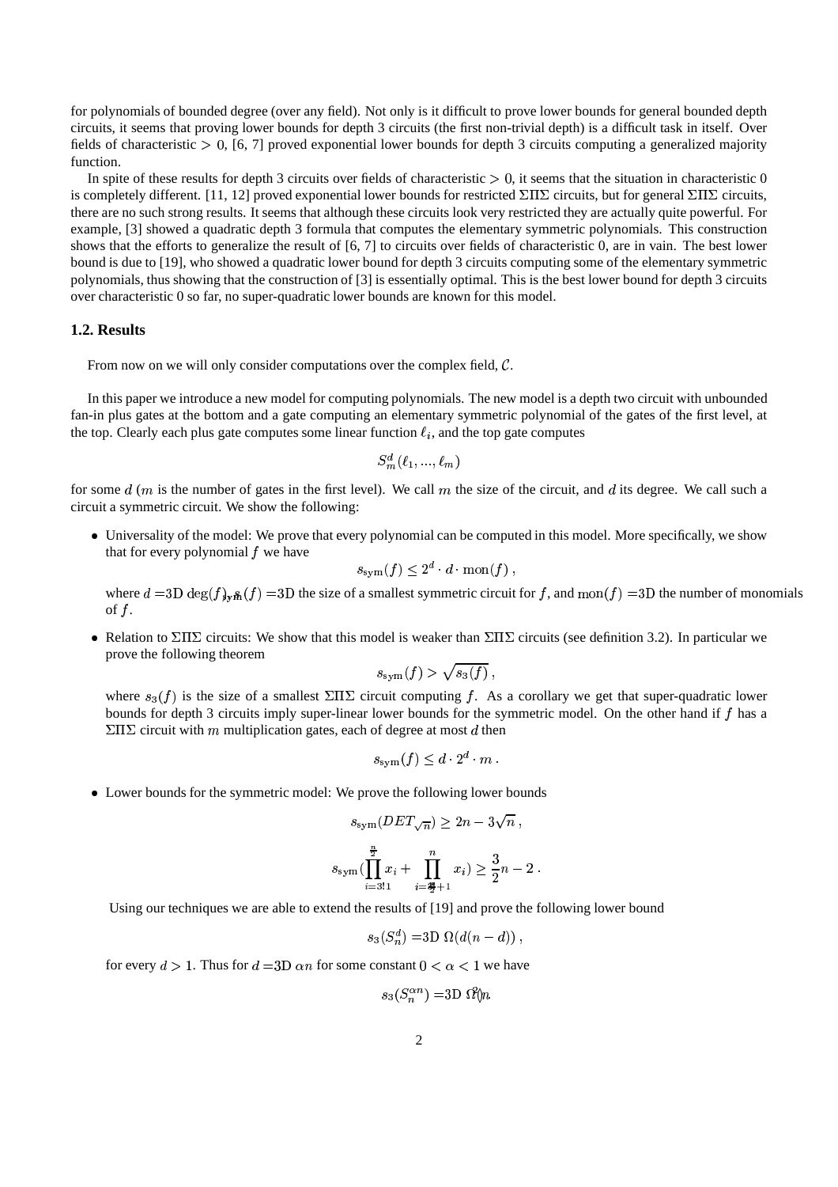for polynomials of bounded degree (over any field). Not only is it difficult to prove lower bounds for general bounded depth circuits, it seems that proving lower bounds for depth 3 circuits (the first non-trivial depth) is a difficult task in itself. Over fields of characteristic $> 0$, [6, 7] proved exponential lower bounds for depth 3 circuits computing a generalized majority function.

In spite of these results for depth 3 circuits over fields of characteristic $> 0$, it seems that the situation in characteristic 0 is completely different. [11, 12] proved exponential lower bounds for restricted $\Sigma\Pi\Sigma$ circuits, but for general $\Sigma\Pi\Sigma$ circuits, there are no such strong results. It seems that although these circuits look very restricted they are actually quite powerful. For example, [3] showed a quadratic depth 3 formula that computes the elementary symmetric polynomials. This construction shows that the efforts to generalize the result of [6, 7] to circuits over fields of characteristic 0, are in vain. The best lower bound is due to [19], who showed a quadratic lower bound for depth 3 circuits computing some of the elementary symmetric polynomials, thus showing that the construction of [3] is essentially optimal. This is the best lower bound for depth 3 circuits over characteristic 0 so far, no super-quadratic lower bounds are known for this model.

### 1.2. Results

From now on we will only consider computations over the complex field, $\mathcal{C}$.

In this paper we introduce a new model for computing polynomials. The new model is a depth two circuit with unbounded fan-in plus gates at the bottom and a gate computing an elementary symmetric polynomial of the gates of the first level, at the top. Clearly each plus gate computes some linear function $\ell_i$, and the top gate computes

$$S^d_m(\ell_1, ..., \ell_m)$$

for some $d$ ($m$ is the number of gates in the first level). We call $m$ the size of the circuit, and $d$ its degree. We call such a circuit a symmetric circuit. We show the following:

- Universality of the model: We prove that every polynomial can be computed in this model. More specifically, we show that for every polynomial $f$ we have

  $$s_{\rm sym}(f) \leq 2^d \cdot d \cdot {\rm mon}(f) \, ,$$

  where $d =3D \deg(f)$, $s_{\rm sym}(f) =3D$ the size of a smallest symmetric circuit for $f$, and ${\rm mon}(f) =3D$ the number of monomials of $f$.

- Relation to $\Sigma\Pi\Sigma$ circuits: We show that this model is weaker than $\Sigma\Pi\Sigma$ circuits (see definition 3.2). In particular we prove the following theorem

  $$s_{\rm sym}(f) > \sqrt{s_3(f)} \, ,$$

  where $s_3(f)$ is the size of a smallest $\Sigma\Pi\Sigma$ circuit computing $f$. As a corollary we get that super-quadratic lower bounds for depth 3 circuits imply super-linear lower bounds for the symmetric model. On the other hand if $f$ has a $\Sigma\Pi\Sigma$ circuit with $m$ multiplication gates, each of degree at most $d$ then

  $$s_{\rm sym}(f) \leq d \cdot 2^d \cdot m \, .$$

- Lower bounds for the symmetric model: We prove the following lower bounds

  $$s_{\rm sym}(DET_{\sqrt{n}}) \geq 2n - 3\sqrt{n} \, ,$$

  $$s_{\rm sym}(\prod_{i=3D1}^{\frac{n}{2}} x_i + \prod_{i=\frac{n}{2}+1}^{n} x_i) \geq \frac{3}{2}n - 2 \, .$$

  Using our techniques we are able to extend the results of [19] and prove the following lower bound

  $$s_3(S^d_n) =3D \Omega(d(n-d)) \, ,$$

  for every $d > 1$. Thus for $d =3D \alpha n$ for some constant $0 < \alpha < 1$ we have

  $$s_3(S^{\alpha n}_n) =3D \Omega(n^2)$$